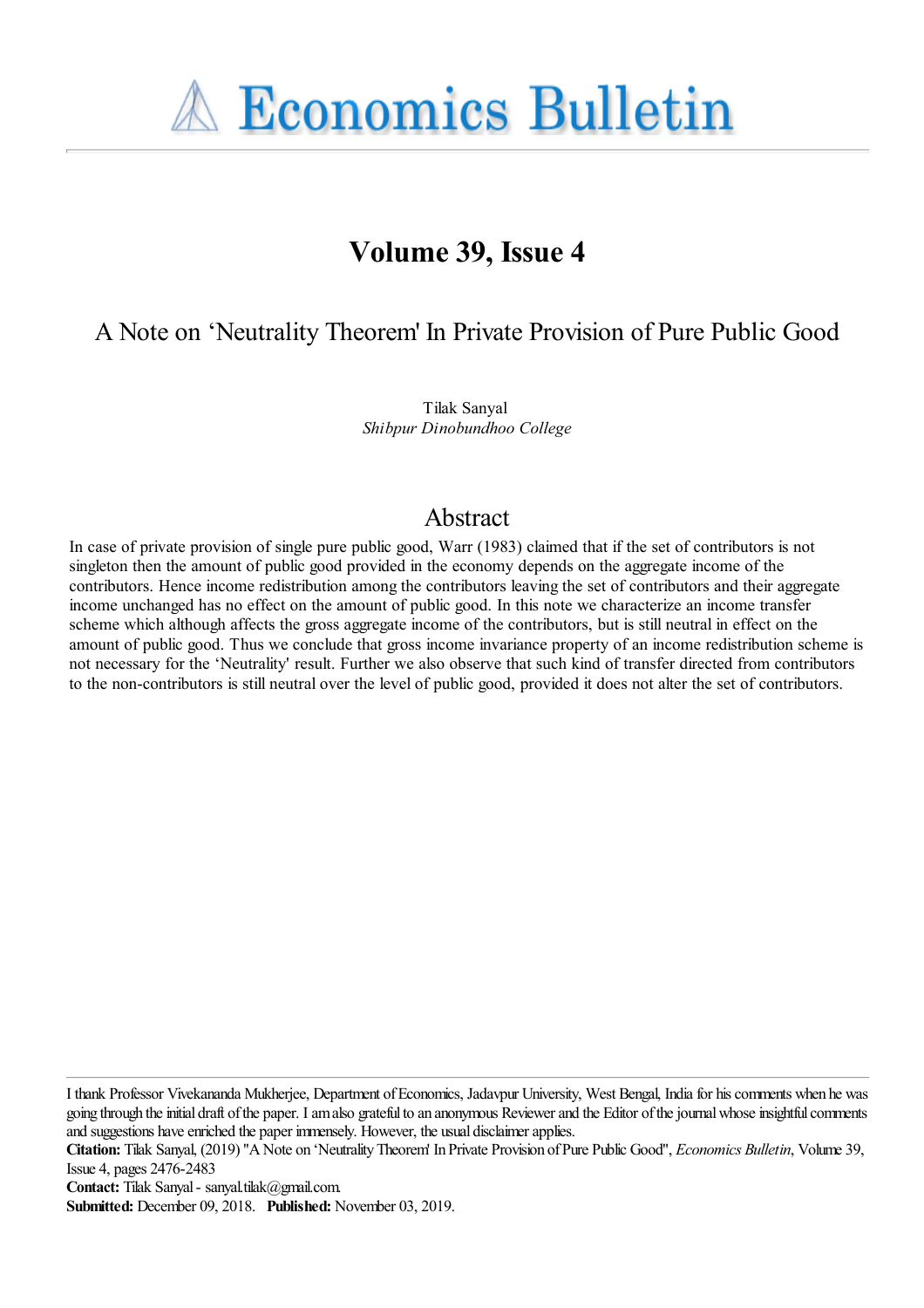# Economics Bulletin

## Volume 39, Issue 4

# A Note on 'Neutrality Theorem' In Private Provision of Pure Public Good

Tilak Sanyal
*Shibpur Dinobundhoo College*

## Abstract

In case of private provision of single pure public good, Warr (1983) claimed that if the set of contributors is not singleton then the amount of public good provided in the economy depends on the aggregate income of the contributors. Hence income redistribution among the contributors leaving the set of contributors and their aggregate income unchanged has no effect on the amount of public good. In this note we characterize an income transfer scheme which although affects the gross aggregate income of the contributors, but is still neutral in effect on the amount of public good. Thus we conclude that gross income invariance property of an income redistribution scheme is not necessary for the 'Neutrality' result. Further we also observe that such kind of transfer directed from contributors to the non-contributors is still neutral over the level of public good, provided it does not alter the set of contributors.

---

I thank Professor Vivekananda Mukherjee, Department of Economics, Jadavpur University, West Bengal, India for his comments when he was going through the initial draft of the paper. I am also grateful to an anonymous Reviewer and the Editor of the journal whose insightful comments and suggestions have enriched the paper immensely. However, the usual disclaimer applies.

**Citation:** Tilak Sanyal, (2019) "A Note on 'Neutrality Theorem' In Private Provision of Pure Public Good", *Economics Bulletin*, Volume 39, Issue 4, pages 2476-2483

**Contact:** Tilak Sanyal - sanyal.tilak@gmail.com.

**Submitted:** December 09, 2018. **Published:** November 03, 2019.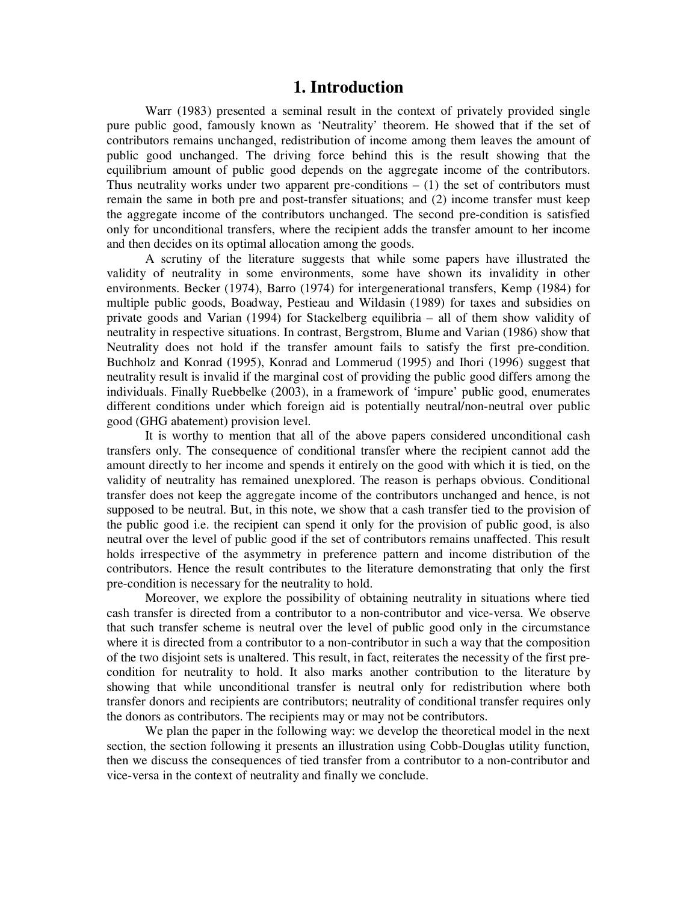# 1. Introduction

Warr (1983) presented a seminal result in the context of privately provided single pure public good, famously known as 'Neutrality' theorem. He showed that if the set of contributors remains unchanged, redistribution of income among them leaves the amount of public good unchanged. The driving force behind this is the result showing that the equilibrium amount of public good depends on the aggregate income of the contributors. Thus neutrality works under two apparent pre-conditions – (1) the set of contributors must remain the same in both pre and post-transfer situations; and (2) income transfer must keep the aggregate income of the contributors unchanged. The second pre-condition is satisfied only for unconditional transfers, where the recipient adds the transfer amount to her income and then decides on its optimal allocation among the goods.

A scrutiny of the literature suggests that while some papers have illustrated the validity of neutrality in some environments, some have shown its invalidity in other environments. Becker (1974), Barro (1974) for intergenerational transfers, Kemp (1984) for multiple public goods, Boadway, Pestieau and Wildasin (1989) for taxes and subsidies on private goods and Varian (1994) for Stackelberg equilibria – all of them show validity of neutrality in respective situations. In contrast, Bergstrom, Blume and Varian (1986) show that Neutrality does not hold if the transfer amount fails to satisfy the first pre-condition. Buchholz and Konrad (1995), Konrad and Lommerud (1995) and Ihori (1996) suggest that neutrality result is invalid if the marginal cost of providing the public good differs among the individuals. Finally Ruebbelke (2003), in a framework of 'impure' public good, enumerates different conditions under which foreign aid is potentially neutral/non-neutral over public good (GHG abatement) provision level.

It is worthy to mention that all of the above papers considered unconditional cash transfers only. The consequence of conditional transfer where the recipient cannot add the amount directly to her income and spends it entirely on the good with which it is tied, on the validity of neutrality has remained unexplored. The reason is perhaps obvious. Conditional transfer does not keep the aggregate income of the contributors unchanged and hence, is not supposed to be neutral. But, in this note, we show that a cash transfer tied to the provision of the public good i.e. the recipient can spend it only for the provision of public good, is also neutral over the level of public good if the set of contributors remains unaffected. This result holds irrespective of the asymmetry in preference pattern and income distribution of the contributors. Hence the result contributes to the literature demonstrating that only the first pre-condition is necessary for the neutrality to hold.

Moreover, we explore the possibility of obtaining neutrality in situations where tied cash transfer is directed from a contributor to a non-contributor and vice-versa. We observe that such transfer scheme is neutral over the level of public good only in the circumstance where it is directed from a contributor to a non-contributor in such a way that the composition of the two disjoint sets is unaltered. This result, in fact, reiterates the necessity of the first pre-condition for neutrality to hold. It also marks another contribution to the literature by showing that while unconditional transfer is neutral only for redistribution where both transfer donors and recipients are contributors; neutrality of conditional transfer requires only the donors as contributors. The recipients may or may not be contributors.

We plan the paper in the following way: we develop the theoretical model in the next section, the section following it presents an illustration using Cobb-Douglas utility function, then we discuss the consequences of tied transfer from a contributor to a non-contributor and vice-versa in the context of neutrality and finally we conclude.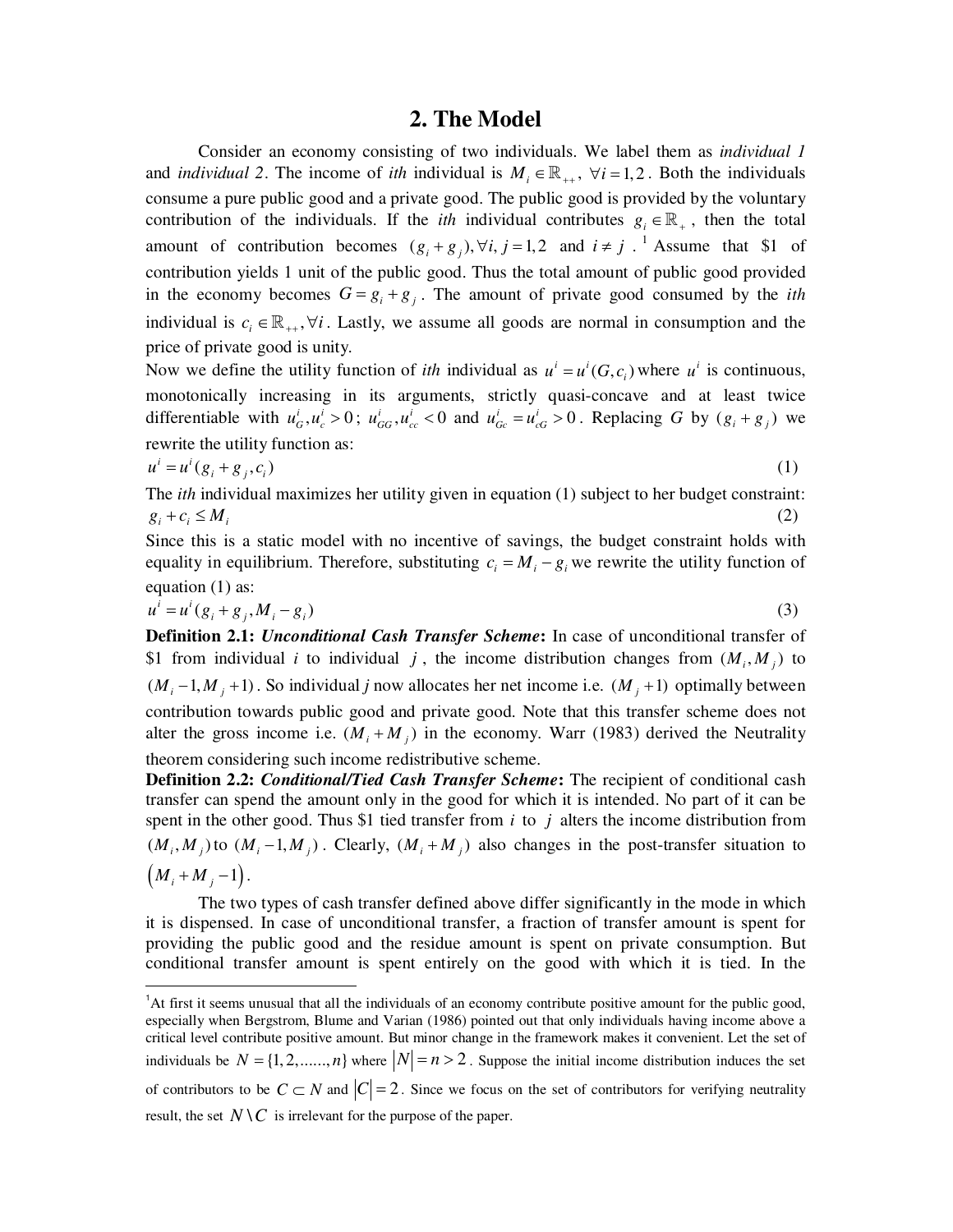## 2. The Model

Consider an economy consisting of two individuals. We label them as *individual 1* and *individual 2*. The income of *ith* individual is $M_i \in \mathbb{R}_{++},\ \forall i = 1,2$. Both the individuals consume a pure public good and a private good. The public good is provided by the voluntary contribution of the individuals. If the *ith* individual contributes $g_i \in \mathbb{R}_+$, then the total amount of contribution becomes $(g_i + g_j), \forall i, j = 1,2$ and $i \neq j$.[1] Assume that \$1 of contribution yields 1 unit of the public good. Thus the total amount of public good provided in the economy becomes $G = g_i + g_j$. The amount of private good consumed by the *ith* individual is $c_i \in \mathbb{R}_{++}, \forall i$. Lastly, we assume all goods are normal in consumption and the price of private good is unity.

Now we define the utility function of *ith* individual as $u^i = u^i(G, c_i)$ where $u^i$ is continuous, monotonically increasing in its arguments, strictly quasi-concave and at least twice differentiable with $u^i_G, u^i_c > 0$; $u^i_{GG}, u^i_{cc} < 0$ and $u^i_{Gc} = u^i_{cG} > 0$. Replacing $G$ by $(g_i + g_j)$ we rewrite the utility function as:

$$u^i = u^i(g_i + g_j, c_i) \tag{1}$$

The *ith* individual maximizes her utility given in equation (1) subject to her budget constraint:

$$g_i + c_i \leq M_i \tag{2}$$

Since this is a static model with no incentive of savings, the budget constraint holds with equality in equilibrium. Therefore, substituting $c_i = M_i - g_i$ we rewrite the utility function of equation (1) as:

$$u^i = u^i(g_i + g_j, M_i - g_i) \tag{3}$$

**Definition 2.1:** ***Unconditional Cash Transfer Scheme*****:** In case of unconditional transfer of \$1 from individual $i$ to individual $j$, the income distribution changes from $(M_i, M_j)$ to $(M_i - 1, M_j + 1)$. So individual $j$ now allocates her net income i.e. $(M_j + 1)$ optimally between contribution towards public good and private good. Note that this transfer scheme does not alter the gross income i.e. $(M_i + M_j)$ in the economy. Warr (1983) derived the Neutrality theorem considering such income redistributive scheme.

**Definition 2.2:** ***Conditional/Tied Cash Transfer Scheme*****:** The recipient of conditional cash transfer can spend the amount only in the good for which it is intended. No part of it can be spent in the other good. Thus \$1 tied transfer from $i$ to $j$ alters the income distribution from $(M_i, M_j)$ to $(M_i - 1, M_j)$. Clearly, $(M_i + M_j)$ also changes in the post-transfer situation to $\left(M_i + M_j - 1\right)$.

The two types of cash transfer defined above differ significantly in the mode in which it is dispensed. In case of unconditional transfer, a fraction of transfer amount is spent for providing the public good and the residue amount is spent on private consumption. But conditional transfer amount is spent entirely on the good with which it is tied. In the

---

[1] At first it seems unusual that all the individuals of an economy contribute positive amount for the public good, especially when Bergstrom, Blume and Varian (1986) pointed out that only individuals having income above a critical level contribute positive amount. But minor change in the framework makes it convenient. Let the set of individuals be $N = \{1, 2, \ldots\ldots, n\}$ where $|N| = n > 2$. Suppose the initial income distribution induces the set of contributors to be $C \subset N$ and $|C| = 2$. Since we focus on the set of contributors for verifying neutrality result, the set $N \setminus C$ is irrelevant for the purpose of the paper.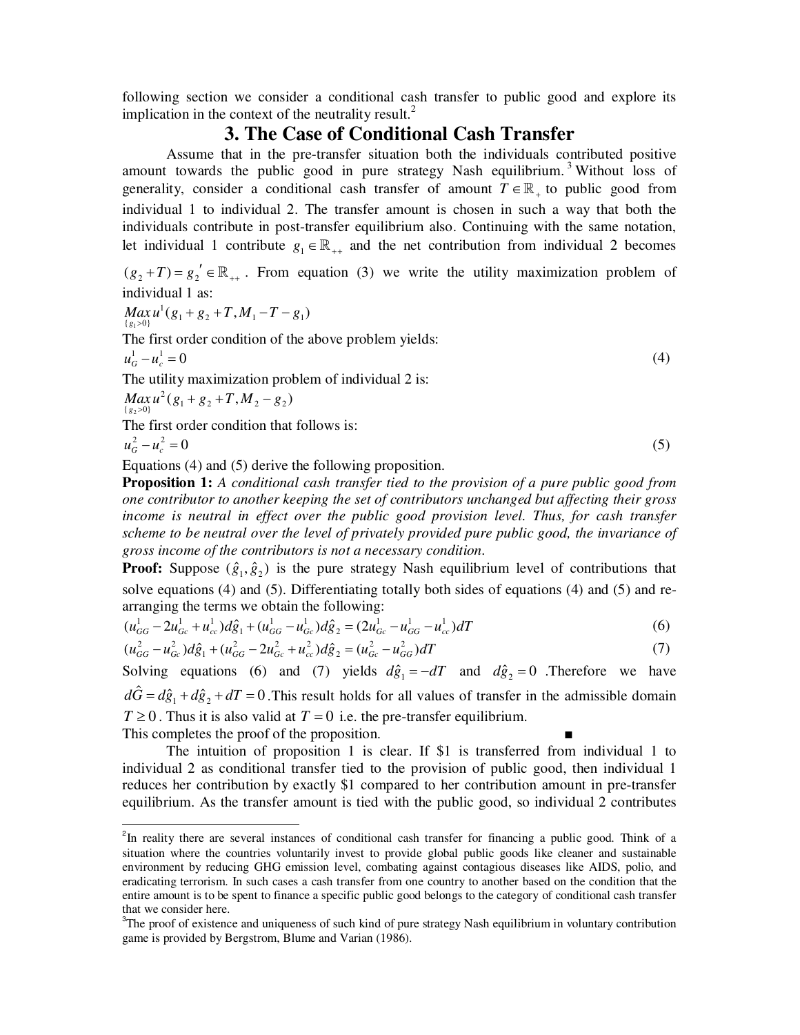following section we consider a conditional cash transfer to public good and explore its implication in the context of the neutrality result.[2]

## 3. The Case of Conditional Cash Transfer

Assume that in the pre-transfer situation both the individuals contributed positive amount towards the public good in pure strategy Nash equilibrium.[3] Without loss of generality, consider a conditional cash transfer of amount $T \in \mathbb{R}_+$ to public good from individual 1 to individual 2. The transfer amount is chosen in such a way that both the individuals contribute in post-transfer equilibrium also. Continuing with the same notation, let individual 1 contribute $g_1 \in \mathbb{R}_{++}$ and the net contribution from individual 2 becomes $(g_2 + T) = g_2{}' \in \mathbb{R}_{++}$. From equation (3) we write the utility maximization problem of individual 1 as:

$$\underset{\{g_1>0\}}{Max}\, u^1(g_1 + g_2 + T, M_1 - T - g_1)$$

The first order condition of the above problem yields:

$$u_G^1 - u_c^1 = 0 \tag{4}$$

The utility maximization problem of individual 2 is:

$$\underset{\{g_2>0\}}{Max}\, u^2(g_1 + g_2 + T, M_2 - g_2)$$

The first order condition that follows is:

$$u_G^2 - u_c^2 = 0 \tag{5}$$

Equations (4) and (5) derive the following proposition.

**Proposition 1:** *A conditional cash transfer tied to the provision of a pure public good from one contributor to another keeping the set of contributors unchanged but affecting their gross income is neutral in effect over the public good provision level. Thus, for cash transfer scheme to be neutral over the level of privately provided pure public good, the invariance of gross income of the contributors is not a necessary condition.*

**Proof:** Suppose $(\hat{g}_1, \hat{g}_2)$ is the pure strategy Nash equilibrium level of contributions that solve equations (4) and (5). Differentiating totally both sides of equations (4) and (5) and re-arranging the terms we obtain the following:

$$(u_{GG}^1 - 2u_{Gc}^1 + u_{cc}^1)d\hat{g}_1 + (u_{GG}^1 - u_{Gc}^1)d\hat{g}_2 = (2u_{Gc}^1 - u_{GG}^1 - u_{cc}^1)dT \tag{6}$$

$$(u_{GG}^2 - u_{Gc}^2)d\hat{g}_1 + (u_{GG}^2 - 2u_{Gc}^2 + u_{cc}^2)d\hat{g}_2 = (u_{Gc}^2 - u_{GG}^2)dT \tag{7}$$

Solving equations (6) and (7) yields $d\hat{g}_1 = -dT$ and $d\hat{g}_2 = 0$. Therefore we have $d\hat{G} = d\hat{g}_1 + d\hat{g}_2 + dT = 0$. This result holds for all values of transfer in the admissible domain $T \geq 0$. Thus it is also valid at $T = 0$ i.e. the pre-transfer equilibrium.

This completes the proof of the proposition. ■

The intuition of proposition 1 is clear. If \$1 is transferred from individual 1 to individual 2 as conditional transfer tied to the provision of public good, then individual 1 reduces her contribution by exactly \$1 compared to her contribution amount in pre-transfer equilibrium. As the transfer amount is tied with the public good, so individual 2 contributes

---

[2] In reality there are several instances of conditional cash transfer for financing a public good. Think of a situation where the countries voluntarily invest to provide global public goods like cleaner and sustainable environment by reducing GHG emission level, combating against contagious diseases like AIDS, polio, and eradicating terrorism. In such cases a cash transfer from one country to another based on the condition that the entire amount is to be spent to finance a specific public good belongs to the category of conditional cash transfer that we consider here.

[3] The proof of existence and uniqueness of such kind of pure strategy Nash equilibrium in voluntary contribution game is provided by Bergstrom, Blume and Varian (1986).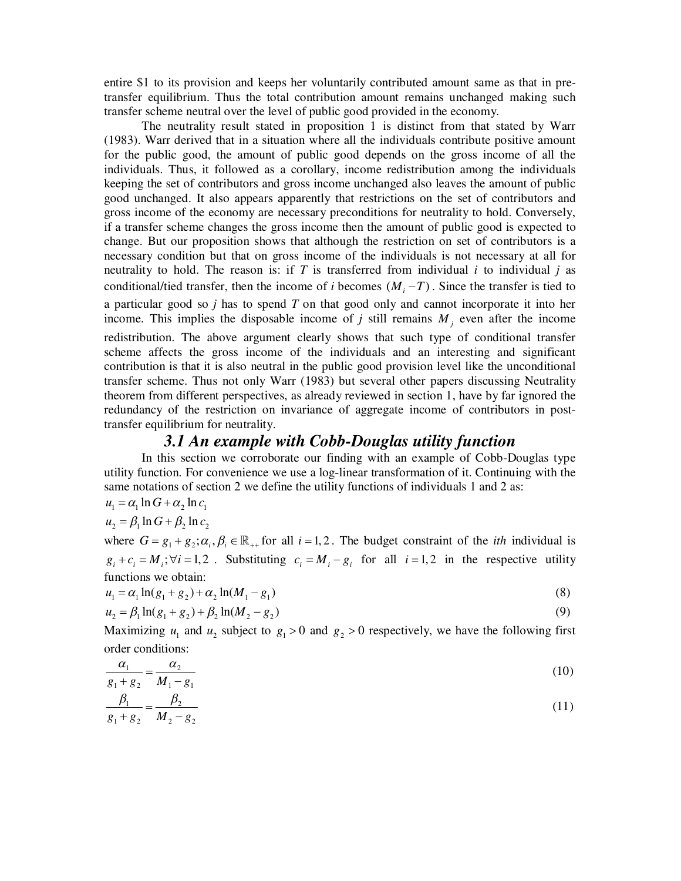entire \$1 to its provision and keeps her voluntarily contributed amount same as that in pre-transfer equilibrium. Thus the total contribution amount remains unchanged making such transfer scheme neutral over the level of public good provided in the economy.

The neutrality result stated in proposition 1 is distinct from that stated by Warr (1983). Warr derived that in a situation where all the individuals contribute positive amount for the public good, the amount of public good depends on the gross income of all the individuals. Thus, it followed as a corollary, income redistribution among the individuals keeping the set of contributors and gross income unchanged also leaves the amount of public good unchanged. It also appears apparently that restrictions on the set of contributors and gross income of the economy are necessary preconditions for neutrality to hold. Conversely, if a transfer scheme changes the gross income then the amount of public good is expected to change. But our proposition shows that although the restriction on set of contributors is a necessary condition but that on gross income of the individuals is not necessary at all for neutrality to hold. The reason is: if $T$ is transferred from individual $i$ to individual $j$ as conditional/tied transfer, then the income of $i$ becomes $(M_i - T)$. Since the transfer is tied to a particular good so $j$ has to spend $T$ on that good only and cannot incorporate it into her income. This implies the disposable income of $j$ still remains $M_j$ even after the income redistribution. The above argument clearly shows that such type of conditional transfer scheme affects the gross income of the individuals and an interesting and significant contribution is that it is also neutral in the public good provision level like the unconditional transfer scheme. Thus not only Warr (1983) but several other papers discussing Neutrality theorem from different perspectives, as already reviewed in section 1, have by far ignored the redundancy of the restriction on invariance of aggregate income of contributors in post-transfer equilibrium for neutrality.

### *3.1 An example with Cobb-Douglas utility function*

In this section we corroborate our finding with an example of Cobb-Douglas type utility function. For convenience we use a log-linear transformation of it. Continuing with the same notations of section 2 we define the utility functions of individuals 1 and 2 as:

$$u_1 = \alpha_1 \ln G + \alpha_2 \ln c_1$$

$$u_2 = \beta_1 \ln G + \beta_2 \ln c_2$$

where $G = g_1 + g_2; \alpha_i, \beta_i \in \mathbb{R}_{++}$ for all $i = 1,2$. The budget constraint of the *ith* individual is $g_i + c_i = M_i; \forall i = 1,2$. Substituting $c_i = M_i - g_i$ for all $i = 1,2$ in the respective utility functions we obtain:

$$u_1 = \alpha_1 \ln(g_1 + g_2) + \alpha_2 \ln(M_1 - g_1) \tag{8}$$

$$u_2 = \beta_1 \ln(g_1 + g_2) + \beta_2 \ln(M_2 - g_2) \tag{9}$$

Maximizing $u_1$ and $u_2$ subject to $g_1 > 0$ and $g_2 > 0$ respectively, we have the following first order conditions:

$$\frac{\alpha_1}{g_1 + g_2} = \frac{\alpha_2}{M_1 - g_1} \tag{10}$$

$$\frac{\beta_1}{g_1 + g_2} = \frac{\beta_2}{M_2 - g_2} \tag{11}$$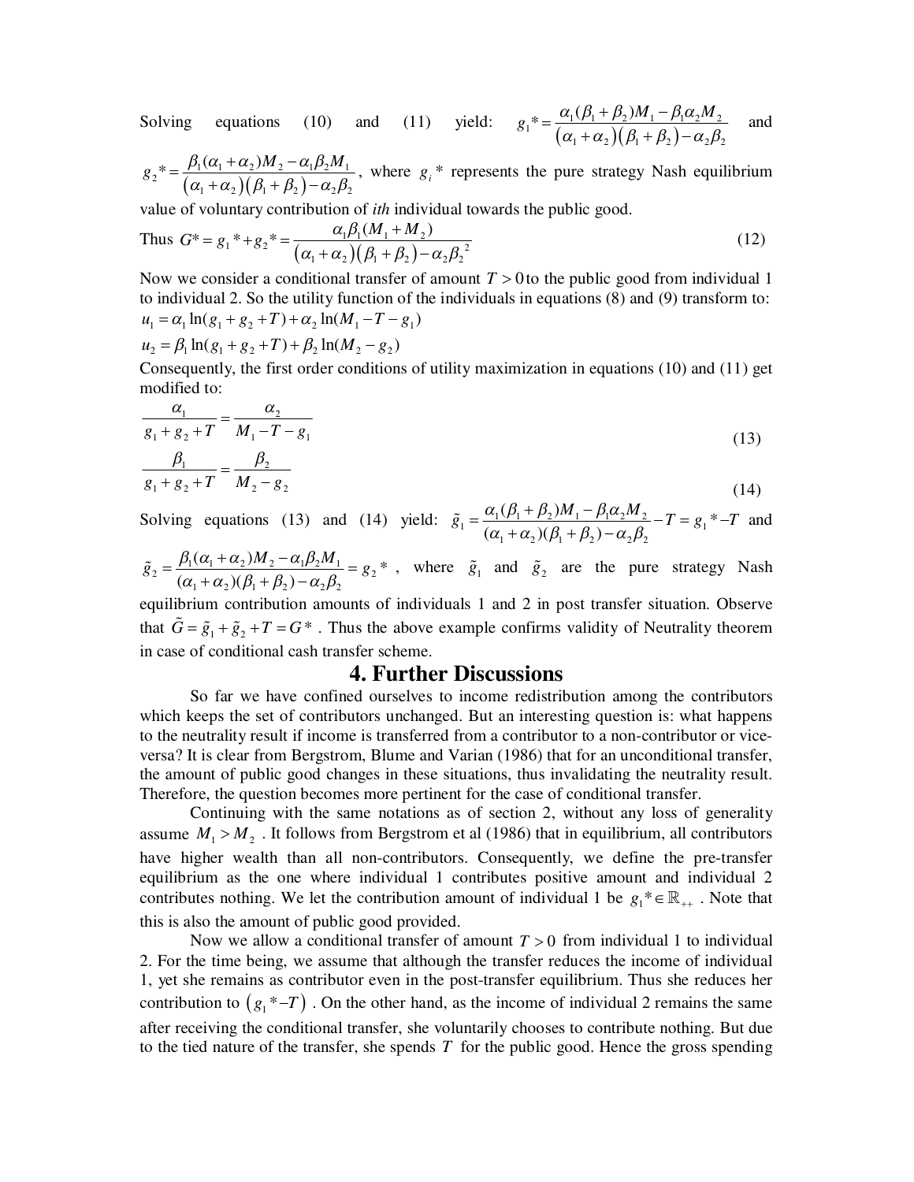Solving equations (10) and (11) yield: $g_1{*} = \dfrac{\alpha_1(\beta_1+\beta_2)M_1 - \beta_1\alpha_2 M_2}{(\alpha_1+\alpha_2)(\beta_1+\beta_2)-\alpha_2\beta_2}$ and $g_2{*} = \dfrac{\beta_1(\alpha_1+\alpha_2)M_2 - \alpha_1\beta_2 M_1}{(\alpha_1+\alpha_2)(\beta_1+\beta_2)-\alpha_2\beta_2}$, where $g_i{*}$ represents the pure strategy Nash equilibrium value of voluntary contribution of *ith* individual towards the public good.

Thus $$G^* = g_1{*} + g_2{*} = \frac{\alpha_1\beta_1(M_1+M_2)}{(\alpha_1+\alpha_2)(\beta_1+\beta_2)-\alpha_2\beta_2{}^2} \tag{12}$$

Now we consider a conditional transfer of amount $T > 0$ to the public good from individual 1 to individual 2. So the utility function of the individuals in equations (8) and (9) transform to:

$$u_1 = \alpha_1 \ln(g_1 + g_2 + T) + \alpha_2 \ln(M_1 - T - g_1)$$

$$u_2 = \beta_1 \ln(g_1 + g_2 + T) + \beta_2 \ln(M_2 - g_2)$$

Consequently, the first order conditions of utility maximization in equations (10) and (11) get modified to:

$$\frac{\alpha_1}{g_1 + g_2 + T} = \frac{\alpha_2}{M_1 - T - g_1} \tag{13}$$

$$\frac{\beta_1}{g_1 + g_2 + T} = \frac{\beta_2}{M_2 - g_2} \tag{14}$$

Solving equations (13) and (14) yield: $\tilde{g}_1 = \dfrac{\alpha_1(\beta_1+\beta_2)M_1 - \beta_1\alpha_2 M_2}{(\alpha_1+\alpha_2)(\beta_1+\beta_2)-\alpha_2\beta_2} - T = g_1{*} - T$ and $\tilde{g}_2 = \dfrac{\beta_1(\alpha_1+\alpha_2)M_2 - \alpha_1\beta_2 M_1}{(\alpha_1+\alpha_2)(\beta_1+\beta_2)-\alpha_2\beta_2} = g_2{*}$, where $\tilde{g}_1$ and $\tilde{g}_2$ are the pure strategy Nash equilibrium contribution amounts of individuals 1 and 2 in post transfer situation. Observe that $\tilde{G} = \tilde{g}_1 + \tilde{g}_2 + T = G^*$. Thus the above example confirms validity of Neutrality theorem in case of conditional cash transfer scheme.

# 4. Further Discussions

So far we have confined ourselves to income redistribution among the contributors which keeps the set of contributors unchanged. But an interesting question is: what happens to the neutrality result if income is transferred from a contributor to a non-contributor or vice-versa? It is clear from Bergstrom, Blume and Varian (1986) that for an unconditional transfer, the amount of public good changes in these situations, thus invalidating the neutrality result. Therefore, the question becomes more pertinent for the case of conditional transfer.

Continuing with the same notations as of section 2, without any loss of generality assume $M_1 > M_2$. It follows from Bergstrom et al (1986) that in equilibrium, all contributors have higher wealth than all non-contributors. Consequently, we define the pre-transfer equilibrium as the one where individual 1 contributes positive amount and individual 2 contributes nothing. We let the contribution amount of individual 1 be $g_1{*} \in \mathbb{R}_{++}$. Note that this is also the amount of public good provided.

Now we allow a conditional transfer of amount $T > 0$ from individual 1 to individual 2. For the time being, we assume that although the transfer reduces the income of individual 1, yet she remains as contributor even in the post-transfer equilibrium. Thus she reduces her contribution to $(g_1{*} - T)$. On the other hand, as the income of individual 2 remains the same after receiving the conditional transfer, she voluntarily chooses to contribute nothing. But due to the tied nature of the transfer, she spends $T$ for the public good. Hence the gross spending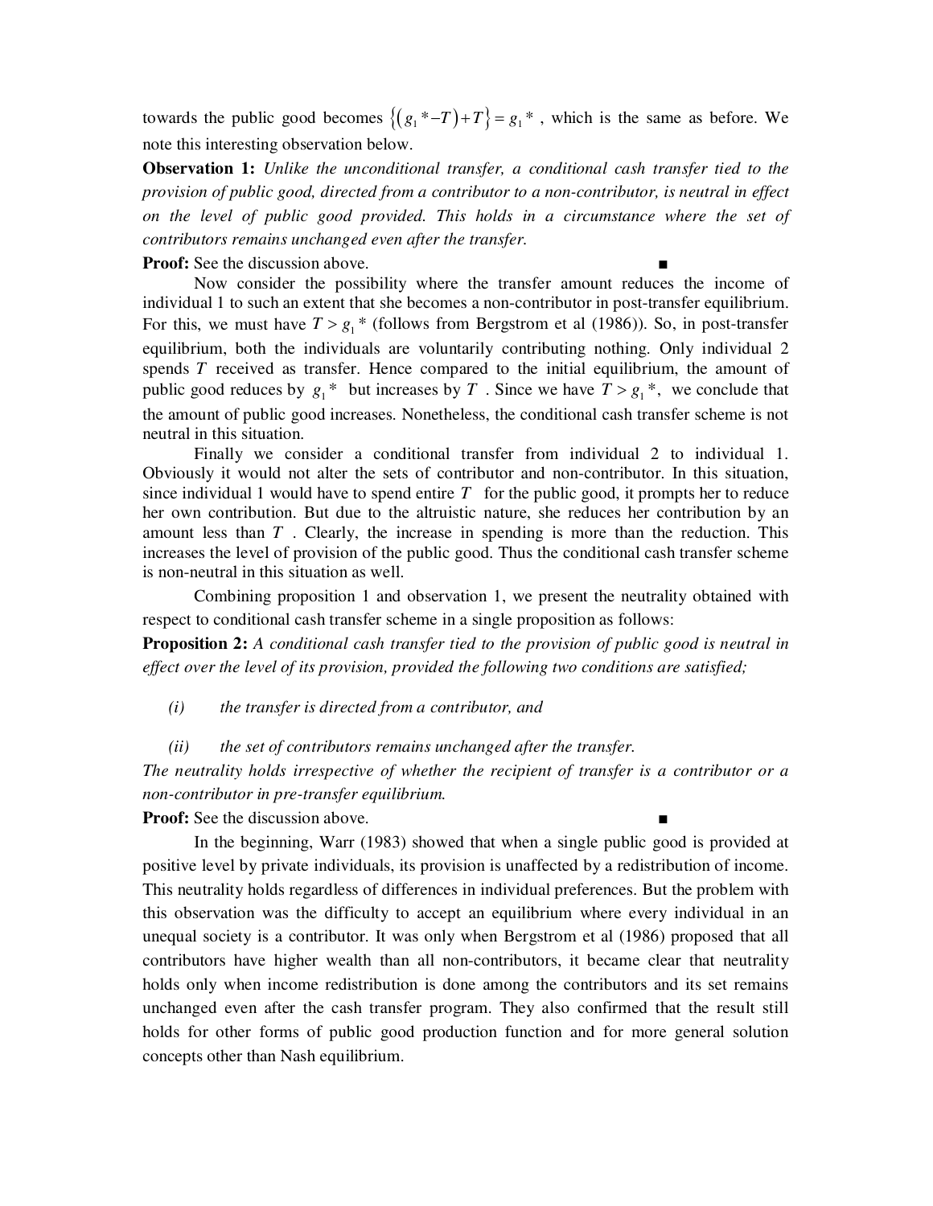towards the public good becomes $\{(g_1{*} - T) + T\} = g_1{*}$, which is the same as before. We note this interesting observation below.

**Observation 1:** *Unlike the unconditional transfer, a conditional cash transfer tied to the provision of public good, directed from a contributor to a non-contributor, is neutral in effect on the level of public good provided. This holds in a circumstance where the set of contributors remains unchanged even after the transfer.*

**Proof:** See the discussion above. ■

Now consider the possibility where the transfer amount reduces the income of individual 1 to such an extent that she becomes a non-contributor in post-transfer equilibrium. For this, we must have $T > g_1{*}$ (follows from Bergstrom et al (1986)). So, in post-transfer equilibrium, both the individuals are voluntarily contributing nothing. Only individual 2 spends $T$ received as transfer. Hence compared to the initial equilibrium, the amount of public good reduces by $g_1{*}$ but increases by $T$. Since we have $T > g_1{*}$, we conclude that the amount of public good increases. Nonetheless, the conditional cash transfer scheme is not neutral in this situation.

Finally we consider a conditional transfer from individual 2 to individual 1. Obviously it would not alter the sets of contributor and non-contributor. In this situation, since individual 1 would have to spend entire $T$ for the public good, it prompts her to reduce her own contribution. But due to the altruistic nature, she reduces her contribution by an amount less than $T$. Clearly, the increase in spending is more than the reduction. This increases the level of provision of the public good. Thus the conditional cash transfer scheme is non-neutral in this situation as well.

Combining proposition 1 and observation 1, we present the neutrality obtained with respect to conditional cash transfer scheme in a single proposition as follows:

**Proposition 2:** *A conditional cash transfer tied to the provision of public good is neutral in effect over the level of its provision, provided the following two conditions are satisfied;*

*(i) the transfer is directed from a contributor, and*

*(ii) the set of contributors remains unchanged after the transfer.*

*The neutrality holds irrespective of whether the recipient of transfer is a contributor or a non-contributor in pre-transfer equilibrium.*

**Proof:** See the discussion above. ■

In the beginning, Warr (1983) showed that when a single public good is provided at positive level by private individuals, its provision is unaffected by a redistribution of income. This neutrality holds regardless of differences in individual preferences. But the problem with this observation was the difficulty to accept an equilibrium where every individual in an unequal society is a contributor. It was only when Bergstrom et al (1986) proposed that all contributors have higher wealth than all non-contributors, it became clear that neutrality holds only when income redistribution is done among the contributors and its set remains unchanged even after the cash transfer program. They also confirmed that the result still holds for other forms of public good production function and for more general solution concepts other than Nash equilibrium.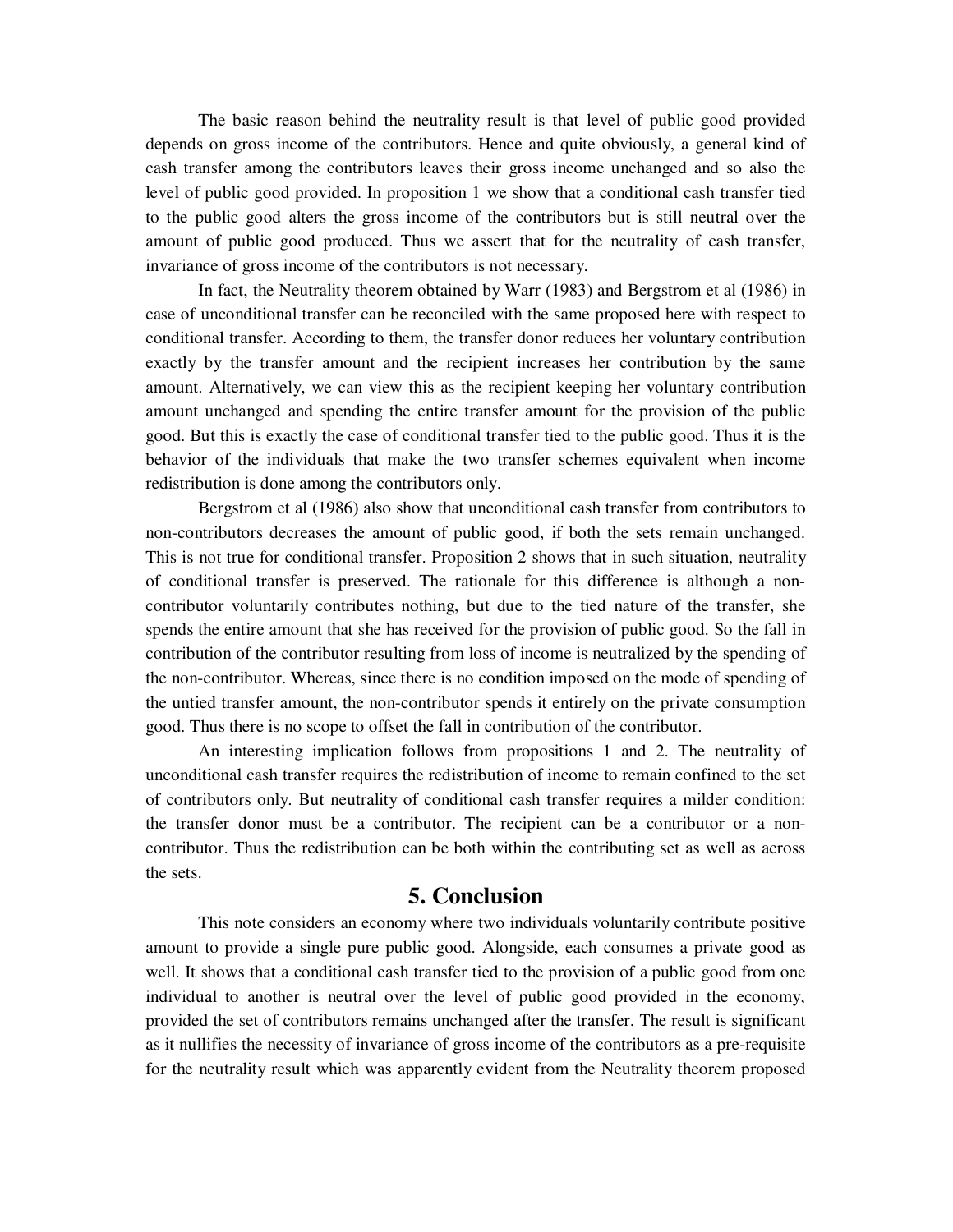The basic reason behind the neutrality result is that level of public good provided depends on gross income of the contributors. Hence and quite obviously, a general kind of cash transfer among the contributors leaves their gross income unchanged and so also the level of public good provided. In proposition 1 we show that a conditional cash transfer tied to the public good alters the gross income of the contributors but is still neutral over the amount of public good produced. Thus we assert that for the neutrality of cash transfer, invariance of gross income of the contributors is not necessary.

In fact, the Neutrality theorem obtained by Warr (1983) and Bergstrom et al (1986) in case of unconditional transfer can be reconciled with the same proposed here with respect to conditional transfer. According to them, the transfer donor reduces her voluntary contribution exactly by the transfer amount and the recipient increases her contribution by the same amount. Alternatively, we can view this as the recipient keeping her voluntary contribution amount unchanged and spending the entire transfer amount for the provision of the public good. But this is exactly the case of conditional transfer tied to the public good. Thus it is the behavior of the individuals that make the two transfer schemes equivalent when income redistribution is done among the contributors only.

Bergstrom et al (1986) also show that unconditional cash transfer from contributors to non-contributors decreases the amount of public good, if both the sets remain unchanged. This is not true for conditional transfer. Proposition 2 shows that in such situation, neutrality of conditional transfer is preserved. The rationale for this difference is although a non-contributor voluntarily contributes nothing, but due to the tied nature of the transfer, she spends the entire amount that she has received for the provision of public good. So the fall in contribution of the contributor resulting from loss of income is neutralized by the spending of the non-contributor. Whereas, since there is no condition imposed on the mode of spending of the untied transfer amount, the non-contributor spends it entirely on the private consumption good. Thus there is no scope to offset the fall in contribution of the contributor.

An interesting implication follows from propositions 1 and 2. The neutrality of unconditional cash transfer requires the redistribution of income to remain confined to the set of contributors only. But neutrality of conditional cash transfer requires a milder condition: the transfer donor must be a contributor. The recipient can be a contributor or a non-contributor. Thus the redistribution can be both within the contributing set as well as across the sets.

## 5. Conclusion

This note considers an economy where two individuals voluntarily contribute positive amount to provide a single pure public good. Alongside, each consumes a private good as well. It shows that a conditional cash transfer tied to the provision of a public good from one individual to another is neutral over the level of public good provided in the economy, provided the set of contributors remains unchanged after the transfer. The result is significant as it nullifies the necessity of invariance of gross income of the contributors as a pre-requisite for the neutrality result which was apparently evident from the Neutrality theorem proposed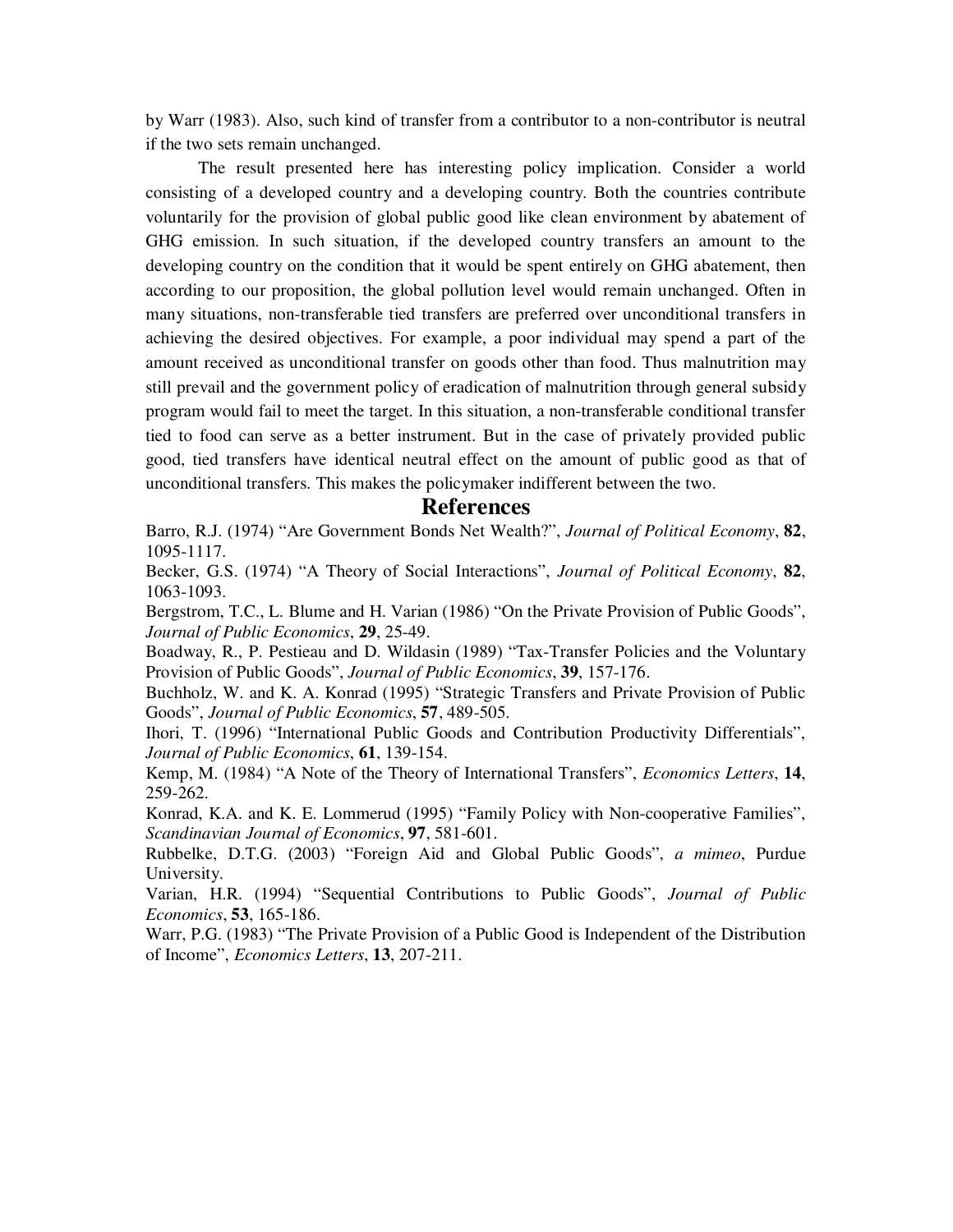by Warr (1983). Also, such kind of transfer from a contributor to a non-contributor is neutral if the two sets remain unchanged.

The result presented here has interesting policy implication. Consider a world consisting of a developed country and a developing country. Both the countries contribute voluntarily for the provision of global public good like clean environment by abatement of GHG emission. In such situation, if the developed country transfers an amount to the developing country on the condition that it would be spent entirely on GHG abatement, then according to our proposition, the global pollution level would remain unchanged. Often in many situations, non-transferable tied transfers are preferred over unconditional transfers in achieving the desired objectives. For example, a poor individual may spend a part of the amount received as unconditional transfer on goods other than food. Thus malnutrition may still prevail and the government policy of eradication of malnutrition through general subsidy program would fail to meet the target. In this situation, a non-transferable conditional transfer tied to food can serve as a better instrument. But in the case of privately provided public good, tied transfers have identical neutral effect on the amount of public good as that of unconditional transfers. This makes the policymaker indifferent between the two.

# References

Barro, R.J. (1974) "Are Government Bonds Net Wealth?", *Journal of Political Economy*, **82**, 1095-1117.

Becker, G.S. (1974) "A Theory of Social Interactions", *Journal of Political Economy*, **82**, 1063-1093.

Bergstrom, T.C., L. Blume and H. Varian (1986) "On the Private Provision of Public Goods", *Journal of Public Economics*, **29**, 25-49.

Boadway, R., P. Pestieau and D. Wildasin (1989) "Tax-Transfer Policies and the Voluntary Provision of Public Goods", *Journal of Public Economics*, **39**, 157-176.

Buchholz, W. and K. A. Konrad (1995) "Strategic Transfers and Private Provision of Public Goods", *Journal of Public Economics*, **57**, 489-505.

Ihori, T. (1996) "International Public Goods and Contribution Productivity Differentials", *Journal of Public Economics*, **61**, 139-154.

Kemp, M. (1984) "A Note of the Theory of International Transfers", *Economics Letters*, **14**, 259-262.

Konrad, K.A. and K. E. Lommerud (1995) "Family Policy with Non-cooperative Families", *Scandinavian Journal of Economics*, **97**, 581-601.

Rubbelke, D.T.G. (2003) "Foreign Aid and Global Public Goods", *a mimeo*, Purdue University.

Varian, H.R. (1994) "Sequential Contributions to Public Goods", *Journal of Public Economics*, **53**, 165-186.

Warr, P.G. (1983) "The Private Provision of a Public Good is Independent of the Distribution of Income", *Economics Letters*, **13**, 207-211.